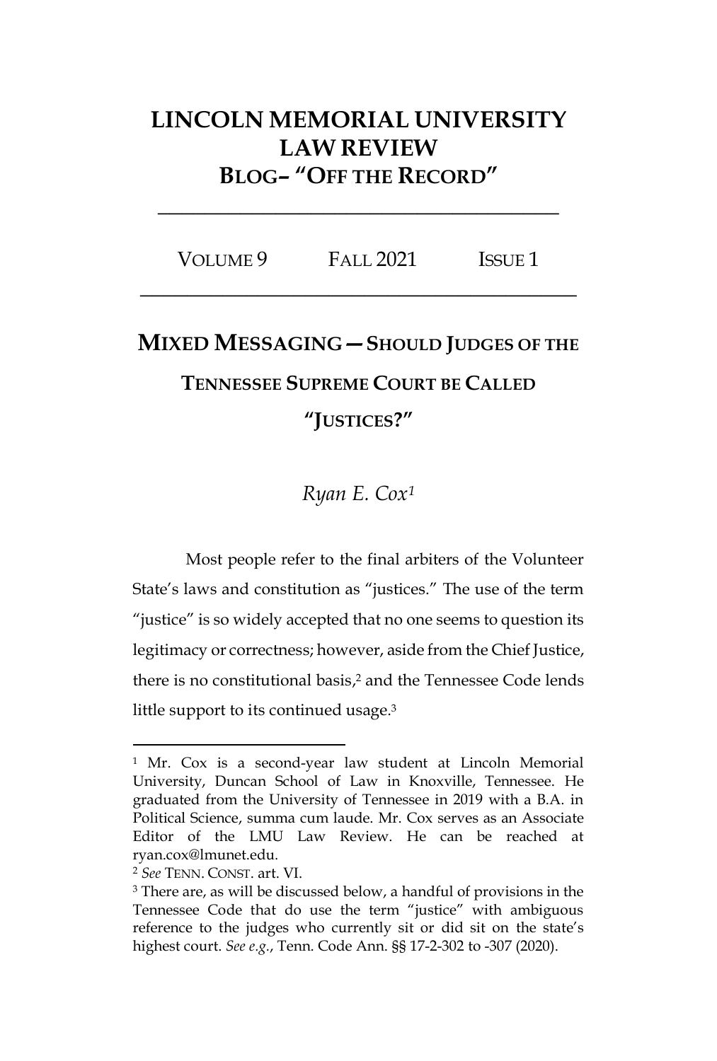# LINCOLN MEMORIAL UNIVERSITY LAW REVIEW

## BLOG– "OFF THE RECORD"

VOLUME 9 FALL 2021 ISSUE 1

## MIXED MESSAGING—SHOULD JUDGES OF THE TENNESSEE SUPREME COURT BE CALLED "JUSTICES?"

*Ryan E. Cox*[1]

Most people refer to the final arbiters of the Volunteer State's laws and constitution as "justices." The use of the term "justice" is so widely accepted that no one seems to question its legitimacy or correctness; however, aside from the Chief Justice, there is no constitutional basis,[2] and the Tennessee Code lends little support to its continued usage.[3]

---

[1] Mr. Cox is a second-year law student at Lincoln Memorial University, Duncan School of Law in Knoxville, Tennessee. He graduated from the University of Tennessee in 2019 with a B.A. in Political Science, summa cum laude. Mr. Cox serves as an Associate Editor of the LMU Law Review. He can be reached at ryan.cox@lmunet.edu.

[2] *See* TENN. CONST. art. VI.

[3] There are, as will be discussed below, a handful of provisions in the Tennessee Code that do use the term "justice" with ambiguous reference to the judges who currently sit or did sit on the state's highest court. *See e.g.*, Tenn. Code Ann. §§ 17-2-302 to -307 (2020).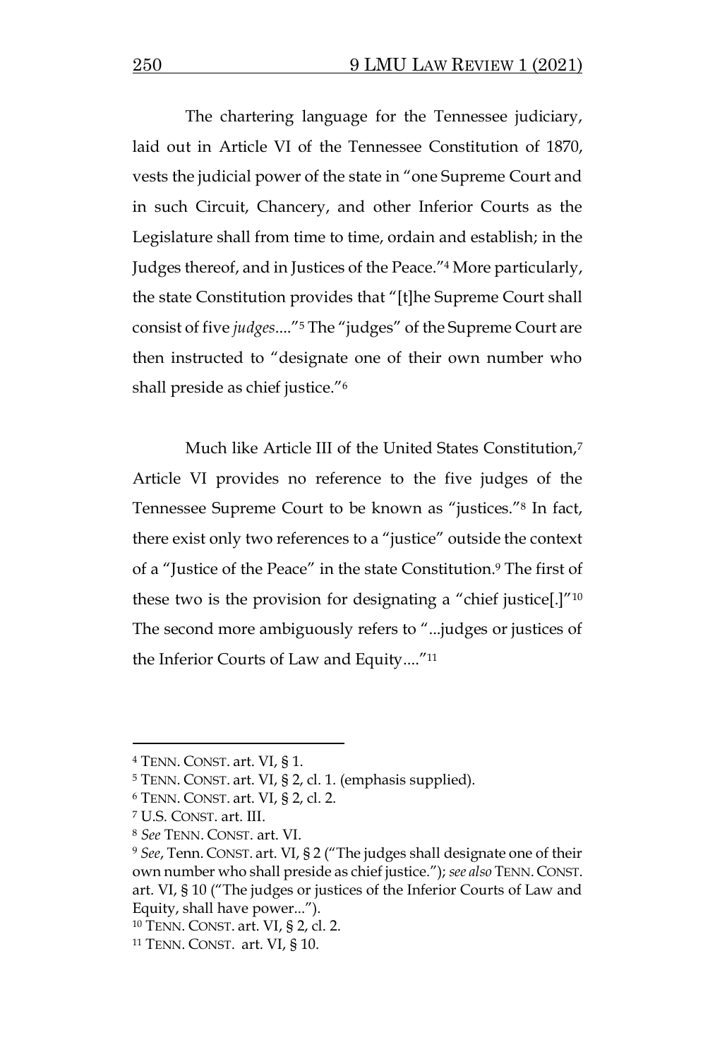The chartering language for the Tennessee judiciary, laid out in Article VI of the Tennessee Constitution of 1870, vests the judicial power of the state in "one Supreme Court and in such Circuit, Chancery, and other Inferior Courts as the Legislature shall from time to time, ordain and establish; in the Judges thereof, and in Justices of the Peace."[4] More particularly, the state Constitution provides that "[t]he Supreme Court shall consist of five *judges*...."[5] The "judges" of the Supreme Court are then instructed to "designate one of their own number who shall preside as chief justice."[6]

Much like Article III of the United States Constitution,[7] Article VI provides no reference to the five judges of the Tennessee Supreme Court to be known as "justices."[8] In fact, there exist only two references to a "justice" outside the context of a "Justice of the Peace" in the state Constitution.[9] The first of these two is the provision for designating a "chief justice[.]"[10] The second more ambiguously refers to "...judges or justices of the Inferior Courts of Law and Equity...."[11]

---

[4] TENN. CONST. art. VI, § 1.

[5] TENN. CONST. art. VI, § 2, cl. 1. (emphasis supplied).

[6] TENN. CONST. art. VI, § 2, cl. 2.

[7] U.S. CONST. art. III.

[8] *See* TENN. CONST. art. VI.

[9] *See*, Tenn. CONST. art. VI, § 2 ("The judges shall designate one of their own number who shall preside as chief justice."); *see also* TENN. CONST. art. VI, § 10 ("The judges or justices of the Inferior Courts of Law and Equity, shall have power...").

[10] TENN. CONST. art. VI, § 2, cl. 2.

[11] TENN. CONST. art. VI, § 10.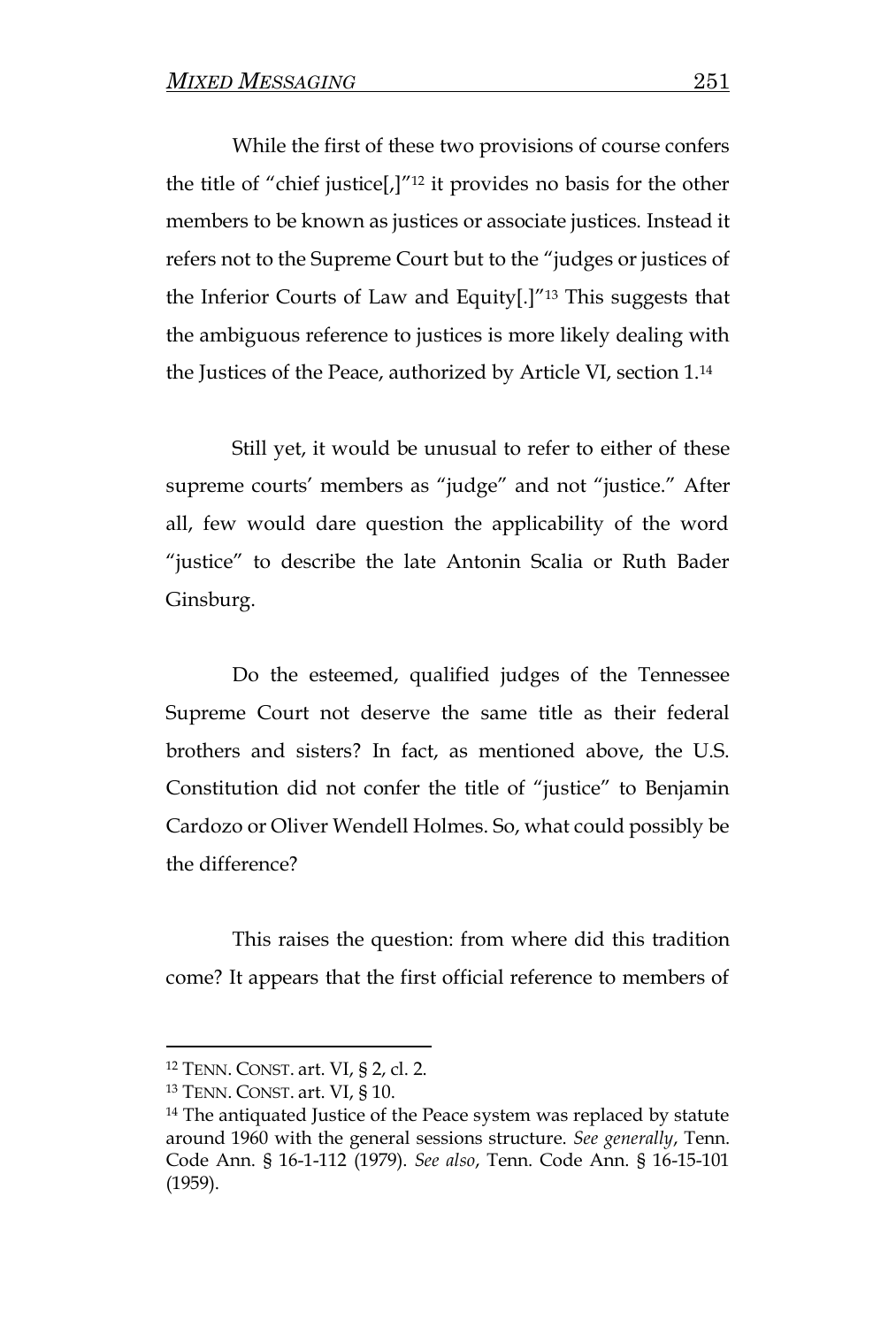While the first of these two provisions of course confers the title of "chief justice[,]"[12] it provides no basis for the other members to be known as justices or associate justices. Instead it refers not to the Supreme Court but to the "judges or justices of the Inferior Courts of Law and Equity[.]"[13] This suggests that the ambiguous reference to justices is more likely dealing with the Justices of the Peace, authorized by Article VI, section 1.[14]

Still yet, it would be unusual to refer to either of these supreme courts' members as "judge" and not "justice." After all, few would dare question the applicability of the word "justice" to describe the late Antonin Scalia or Ruth Bader Ginsburg.

Do the esteemed, qualified judges of the Tennessee Supreme Court not deserve the same title as their federal brothers and sisters? In fact, as mentioned above, the U.S. Constitution did not confer the title of "justice" to Benjamin Cardozo or Oliver Wendell Holmes. So, what could possibly be the difference?

This raises the question: from where did this tradition come? It appears that the first official reference to members of

---

[12] TENN. CONST. art. VI, § 2, cl. 2.

[13] TENN. CONST. art. VI, § 10.

[14] The antiquated Justice of the Peace system was replaced by statute around 1960 with the general sessions structure. *See generally*, Tenn. Code Ann. § 16-1-112 (1979). *See also*, Tenn. Code Ann. § 16-15-101 (1959).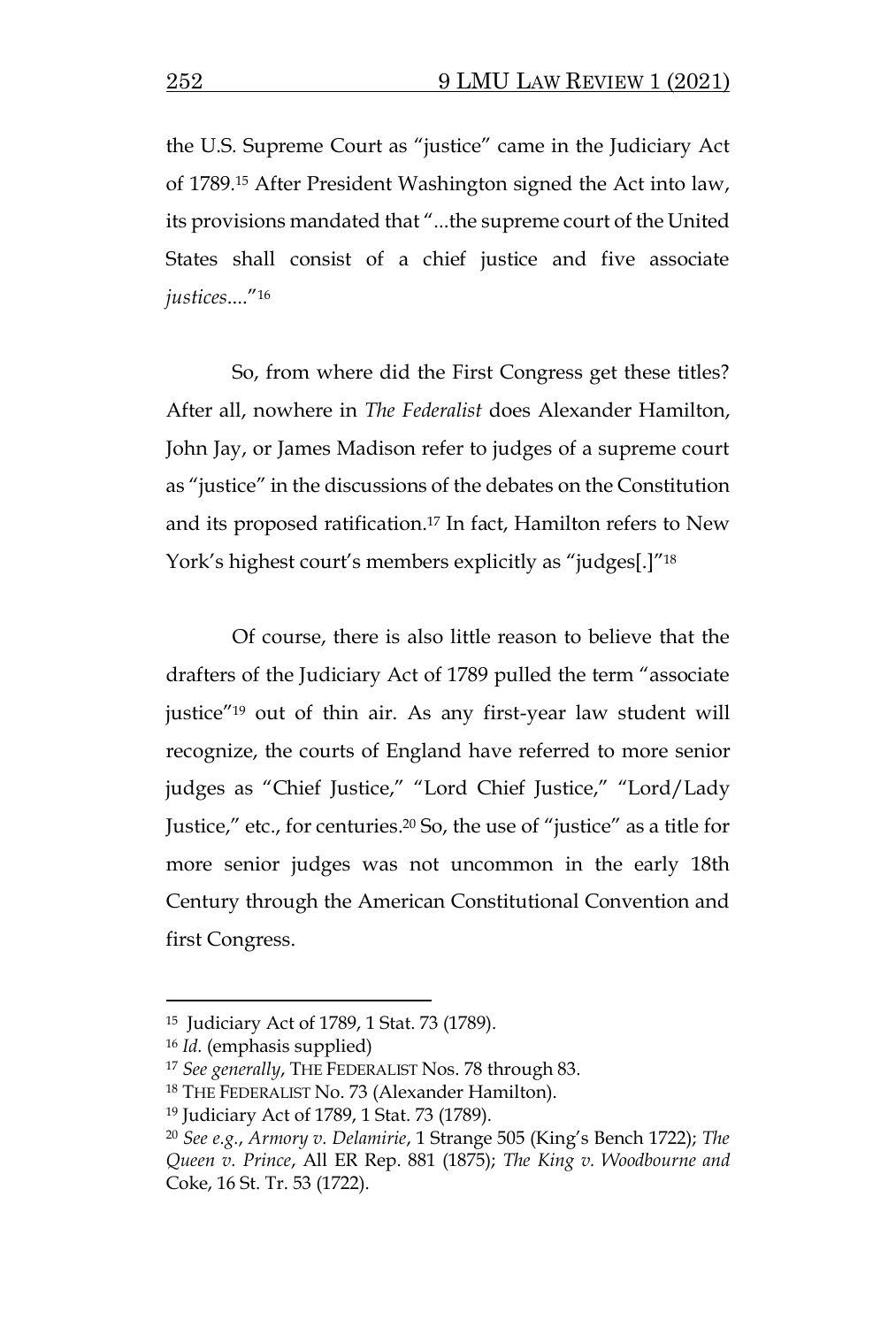the U.S. Supreme Court as "justice" came in the Judiciary Act of 1789.[15] After President Washington signed the Act into law, its provisions mandated that "...the supreme court of the United States shall consist of a chief justice and five associate *justices*...."[16]

So, from where did the First Congress get these titles? After all, nowhere in *The Federalist* does Alexander Hamilton, John Jay, or James Madison refer to judges of a supreme court as "justice" in the discussions of the debates on the Constitution and its proposed ratification.[17] In fact, Hamilton refers to New York's highest court's members explicitly as "judges[.]"[18]

Of course, there is also little reason to believe that the drafters of the Judiciary Act of 1789 pulled the term "associate justice"[19] out of thin air. As any first-year law student will recognize, the courts of England have referred to more senior judges as "Chief Justice," "Lord Chief Justice," "Lord/Lady Justice," etc., for centuries.[20] So, the use of "justice" as a title for more senior judges was not uncommon in the early 18th Century through the American Constitutional Convention and first Congress.

---

[15] Judiciary Act of 1789, 1 Stat. 73 (1789).

[16] *Id.* (emphasis supplied)

[17] *See generally*, THE FEDERALIST Nos. 78 through 83.

[18] THE FEDERALIST No. 73 (Alexander Hamilton).

[19] Judiciary Act of 1789, 1 Stat. 73 (1789).

[20] *See e.g.*, *Armory v. Delamirie*, 1 Strange 505 (King's Bench 1722); *The Queen v. Prince*, All ER Rep. 881 (1875); *The King v. Woodbourne and* Coke, 16 St. Tr. 53 (1722).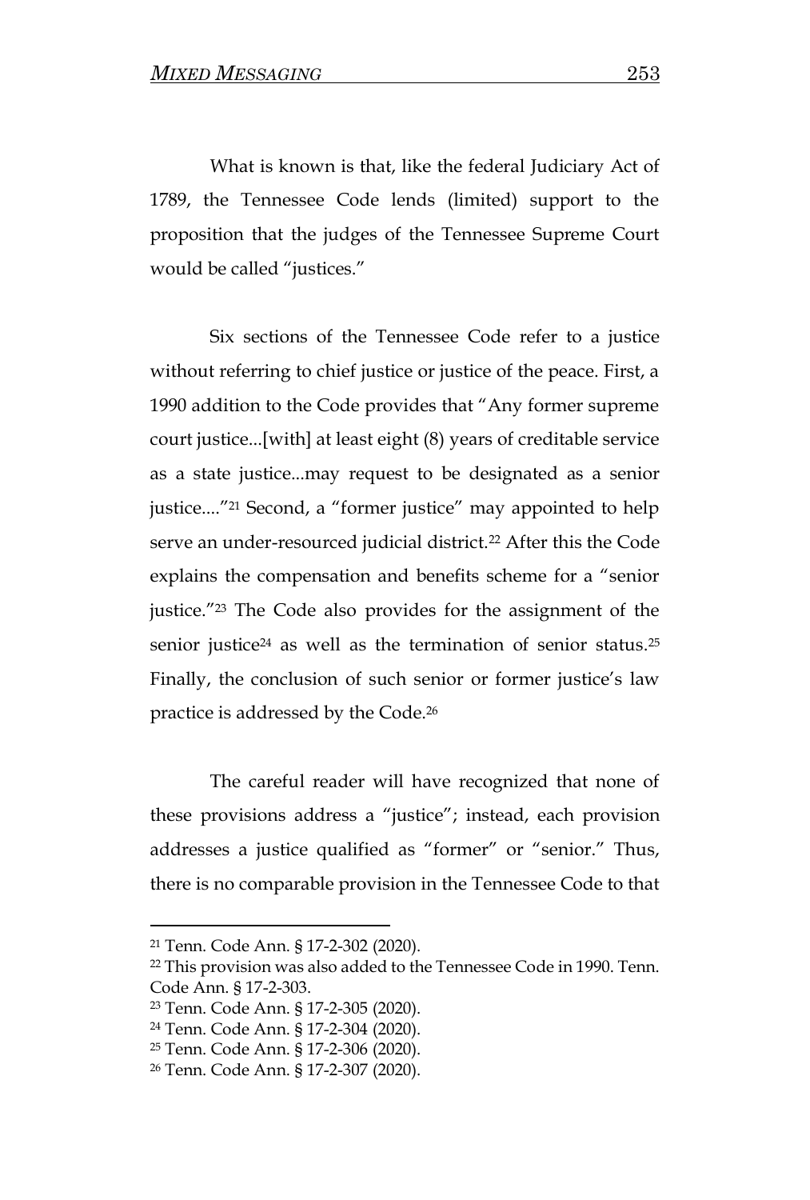What is known is that, like the federal Judiciary Act of 1789, the Tennessee Code lends (limited) support to the proposition that the judges of the Tennessee Supreme Court would be called "justices."

Six sections of the Tennessee Code refer to a justice without referring to chief justice or justice of the peace. First, a 1990 addition to the Code provides that "Any former supreme court justice...[with] at least eight (8) years of creditable service as a state justice...may request to be designated as a senior justice...."[21] Second, a "former justice" may appointed to help serve an under-resourced judicial district.[22] After this the Code explains the compensation and benefits scheme for a "senior justice."[23] The Code also provides for the assignment of the senior justice[24] as well as the termination of senior status.[25] Finally, the conclusion of such senior or former justice's law practice is addressed by the Code.[26]

The careful reader will have recognized that none of these provisions address a "justice"; instead, each provision addresses a justice qualified as "former" or "senior." Thus, there is no comparable provision in the Tennessee Code to that

---

[21] Tenn. Code Ann. § 17-2-302 (2020).

[22] This provision was also added to the Tennessee Code in 1990. Tenn. Code Ann. § 17-2-303.

[23] Tenn. Code Ann. § 17-2-305 (2020).

[24] Tenn. Code Ann. § 17-2-304 (2020).

[25] Tenn. Code Ann. § 17-2-306 (2020).

[26] Tenn. Code Ann. § 17-2-307 (2020).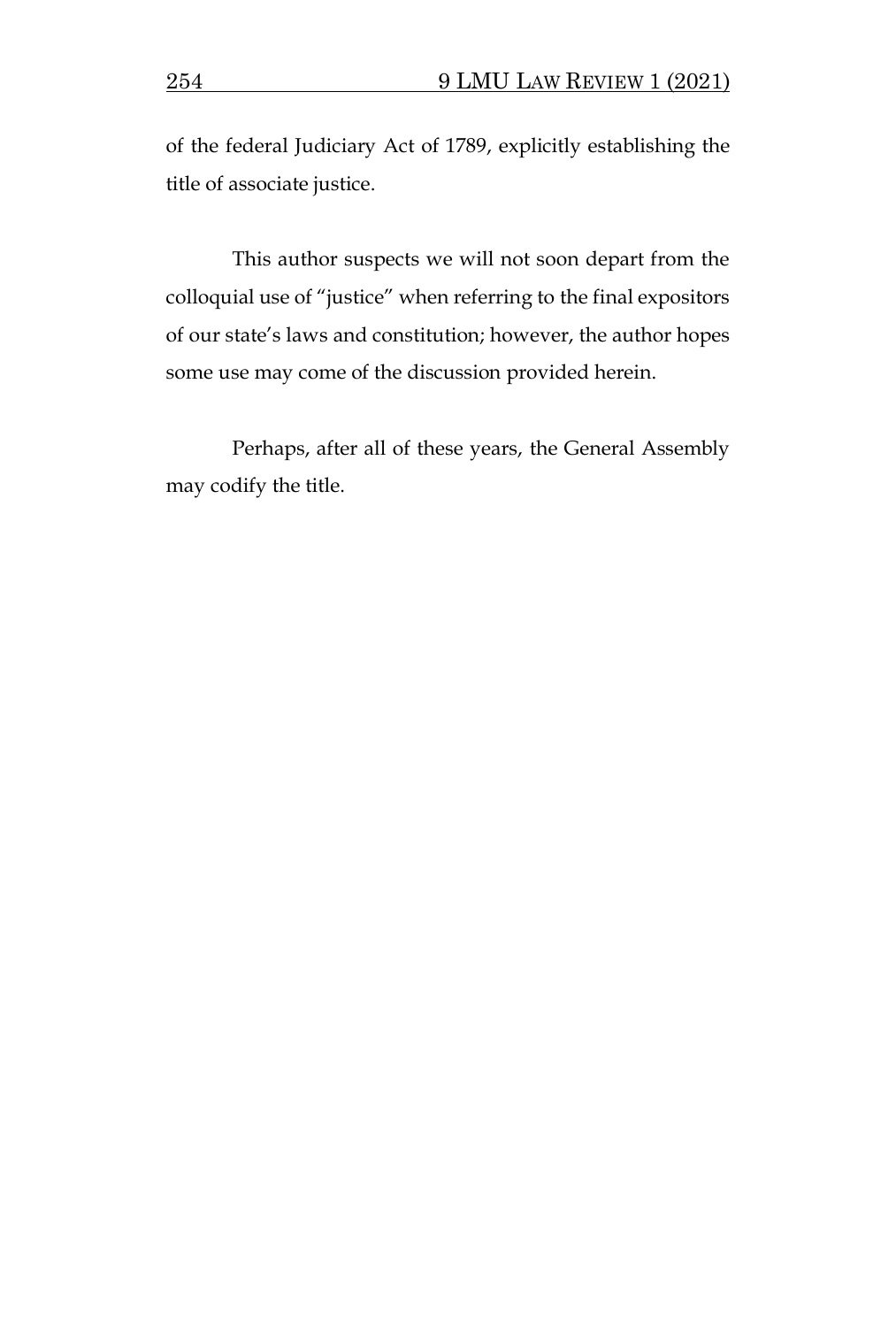of the federal Judiciary Act of 1789, explicitly establishing the title of associate justice.

This author suspects we will not soon depart from the colloquial use of "justice" when referring to the final expositors of our state's laws and constitution; however, the author hopes some use may come of the discussion provided herein.

Perhaps, after all of these years, the General Assembly may codify the title.